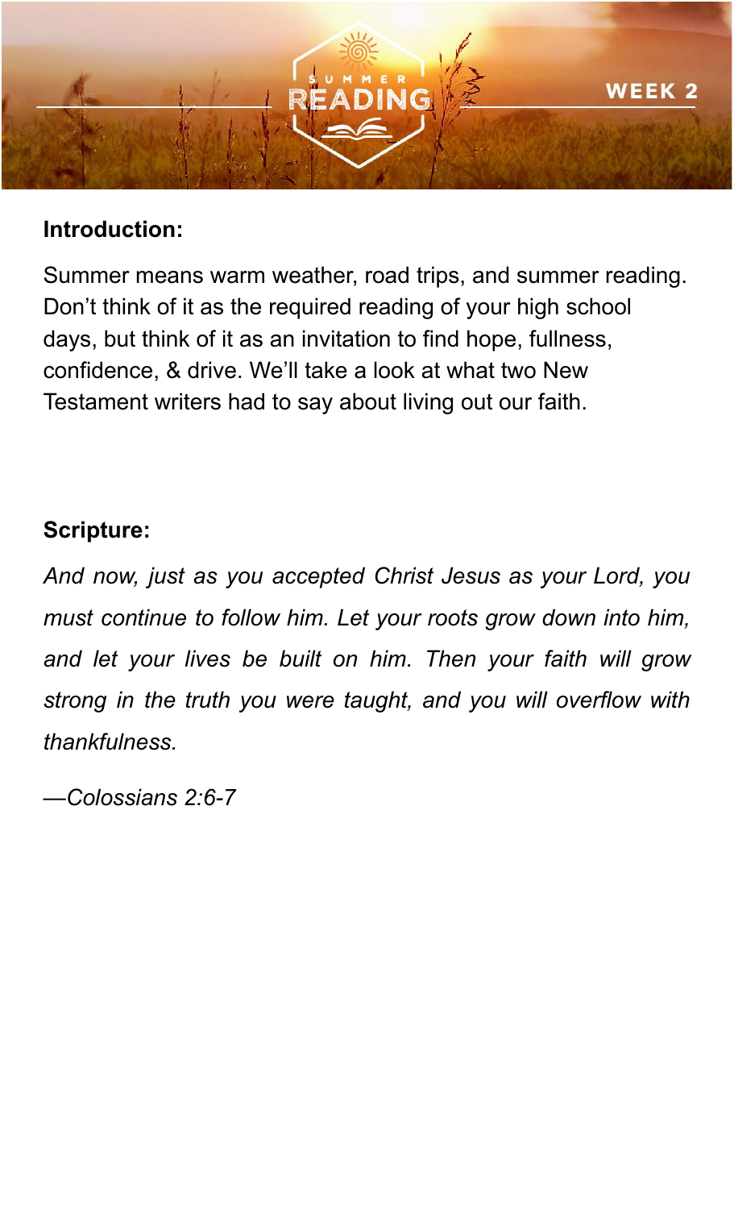# SUMMER READING

WEEK 2

**Introduction:**

Summer means warm weather, road trips, and summer reading. Don't think of it as the required reading of your high school days, but think of it as an invitation to find hope, fullness, confidence, & drive. We'll take a look at what two New Testament writers had to say about living out our faith.

**Scripture:**

*And now, just as you accepted Christ Jesus as your Lord, you must continue to follow him. Let your roots grow down into him, and let your lives be built on him. Then your faith will grow strong in the truth you were taught, and you will overflow with thankfulness.*

*—Colossians 2:6-7*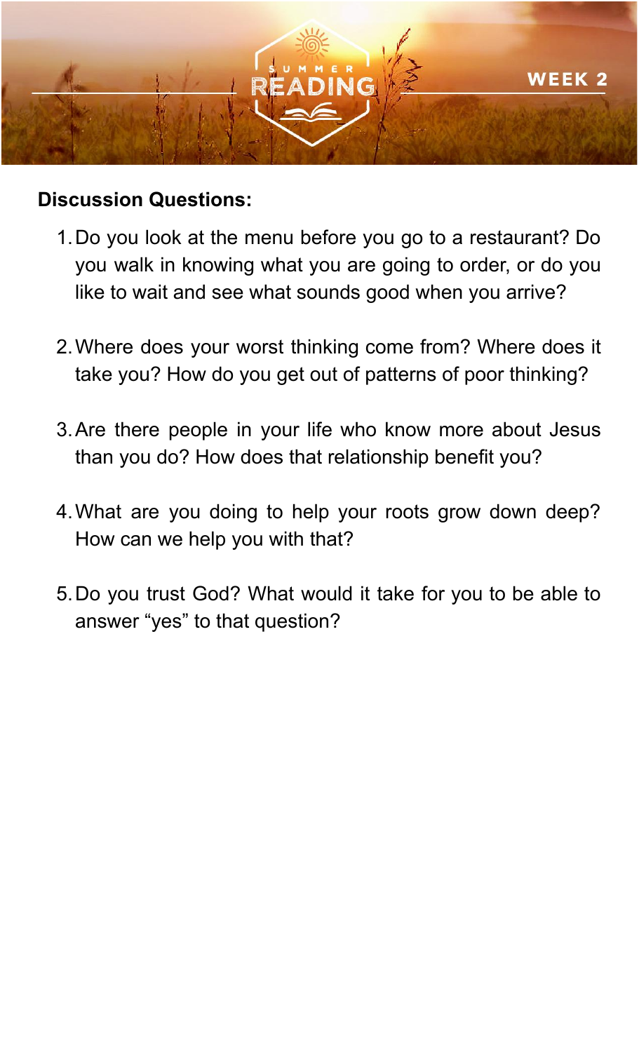SUMMER READING

WEEK 2

**Discussion Questions:**

1. Do you look at the menu before you go to a restaurant? Do you walk in knowing what you are going to order, or do you like to wait and see what sounds good when you arrive?

2. Where does your worst thinking come from? Where does it take you? How do you get out of patterns of poor thinking?

3. Are there people in your life who know more about Jesus than you do? How does that relationship benefit you?

4. What are you doing to help your roots grow down deep? How can we help you with that?

5. Do you trust God? What would it take for you to be able to answer "yes" to that question?